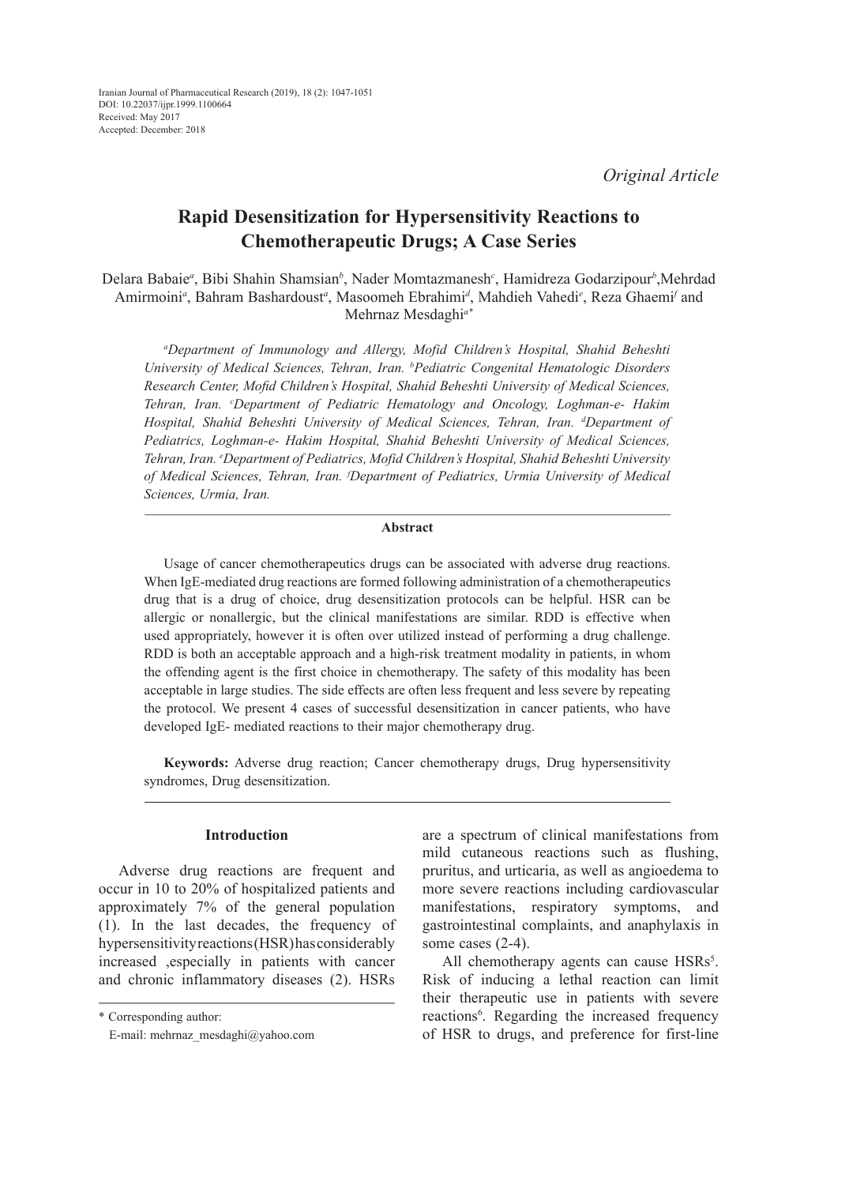Iranian Journal of Pharmaceutical Research (2019), 18 (2): 1047-1051
DOI: 10.22037/ijpr.1999.1100664
Received: May 2017
Accepted: December: 2018

*Original Article*

# Rapid Desensitization for Hypersensitivity Reactions to Chemotherapeutic Drugs; A Case Series

Delara Babaie[a], Bibi Shahin Shamsian[b], Nader Momtazmanesh[c], Hamidreza Godarzipour[b],Mehrdad Amirmoini[a], Bahram Bashardoust[a], Masoomeh Ebrahimi[d], Mahdieh Vahedi[e], Reza Ghaemi[f] and Mehrnaz Mesdaghi[a*]

*[a]Department of Immunology and Allergy, Mofid Children's Hospital, Shahid Beheshti University of Medical Sciences, Tehran, Iran. [b]Pediatric Congenital Hematologic Disorders Research Center, Mofid Children's Hospital, Shahid Beheshti University of Medical Sciences, Tehran, Iran. [c]Department of Pediatric Hematology and Oncology, Loghman-e- Hakim Hospital, Shahid Beheshti University of Medical Sciences, Tehran, Iran. [d]Department of Pediatrics, Loghman-e- Hakim Hospital, Shahid Beheshti University of Medical Sciences, Tehran, Iran. [e]Department of Pediatrics, Mofid Children's Hospital, Shahid Beheshti University of Medical Sciences, Tehran, Iran. [f]Department of Pediatrics, Urmia University of Medical Sciences, Urmia, Iran.*

## Abstract

Usage of cancer chemotherapeutics drugs can be associated with adverse drug reactions. When IgE-mediated drug reactions are formed following administration of a chemotherapeutics drug that is a drug of choice, drug desensitization protocols can be helpful. HSR can be allergic or nonallergic, but the clinical manifestations are similar. RDD is effective when used appropriately, however it is often over utilized instead of performing a drug challenge. RDD is both an acceptable approach and a high-risk treatment modality in patients, in whom the offending agent is the first choice in chemotherapy. The safety of this modality has been acceptable in large studies. The side effects are often less frequent and less severe by repeating the protocol. We present 4 cases of successful desensitization in cancer patients, who have developed IgE- mediated reactions to their major chemotherapy drug.

**Keywords:** Adverse drug reaction; Cancer chemotherapy drugs, Drug hypersensitivity syndromes, Drug desensitization.

## Introduction

Adverse drug reactions are frequent and occur in 10 to 20% of hospitalized patients and approximately 7% of the general population (1). In the last decades, the frequency of hypersensitivity reactions (HSR) has considerably increased ,especially in patients with cancer and chronic inflammatory diseases (2). HSRs are a spectrum of clinical manifestations from mild cutaneous reactions such as flushing, pruritus, and urticaria, as well as angioedema to more severe reactions including cardiovascular manifestations, respiratory symptoms, and gastrointestinal complaints, and anaphylaxis in some cases (2-4).

All chemotherapy agents can cause HSRs[5]. Risk of inducing a lethal reaction can limit their therapeutic use in patients with severe reactions[6]. Regarding the increased frequency of HSR to drugs, and preference for first-line

\* Corresponding author:
E-mail: mehrnaz_mesdaghi@yahoo.com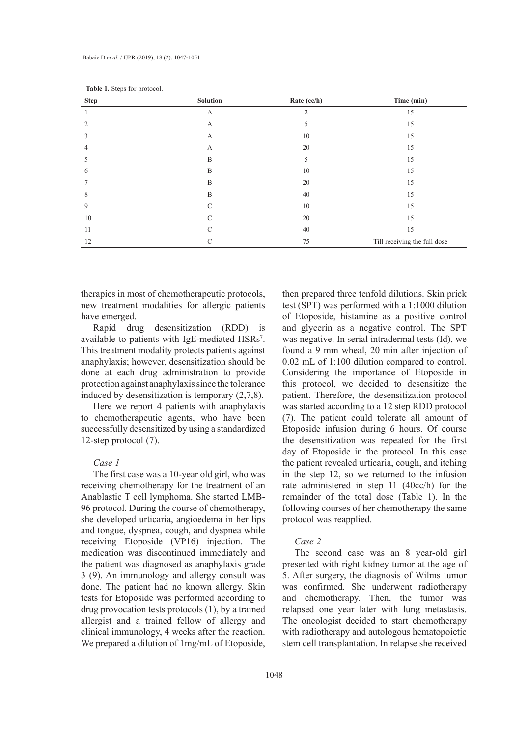**Table 1.** Steps for protocol.

| Step | Solution | Rate (cc/h) | Time (min) |
|---|---|---|---|
| 1 | A | 2 | 15 |
| 2 | A | 5 | 15 |
| 3 | A | 10 | 15 |
| 4 | A | 20 | 15 |
| 5 | B | 5 | 15 |
| 6 | B | 10 | 15 |
| 7 | B | 20 | 15 |
| 8 | B | 40 | 15 |
| 9 | C | 10 | 15 |
| 10 | C | 20 | 15 |
| 11 | C | 40 | 15 |
| 12 | C | 75 | Till receiving the full dose |

therapies in most of chemotherapeutic protocols, new treatment modalities for allergic patients have emerged.

Rapid drug desensitization (RDD) is available to patients with IgE-mediated HSRs[7]. This treatment modality protects patients against anaphylaxis; however, desensitization should be done at each drug administration to provide protection against anaphylaxis since the tolerance induced by desensitization is temporary (2,7,8).

Here we report 4 patients with anaphylaxis to chemotherapeutic agents, who have been successfully desensitized by using a standardized 12-step protocol (7).

*Case 1*

The first case was a 10-year old girl, who was receiving chemotherapy for the treatment of an Anablastic T cell lymphoma. She started LMB-96 protocol. During the course of chemotherapy, she developed urticaria, angioedema in her lips and tongue, dyspnea, cough, and dyspnea while receiving Etoposide (VP16) injection. The medication was discontinued immediately and the patient was diagnosed as anaphylaxis grade 3 (9). An immunology and allergy consult was done. The patient had no known allergy. Skin tests for Etoposide was performed according to drug provocation tests protocols (1), by a trained allergist and a trained fellow of allergy and clinical immunology, 4 weeks after the reaction. We prepared a dilution of 1mg/mL of Etoposide, then prepared three tenfold dilutions. Skin prick test (SPT) was performed with a 1:1000 dilution of Etoposide, histamine as a positive control and glycerin as a negative control. The SPT was negative. In serial intradermal tests (Id), we found a 9 mm wheal, 20 min after injection of 0.02 mL of 1:100 dilution compared to control. Considering the importance of Etoposide in this protocol, we decided to desensitize the patient. Therefore, the desensitization protocol was started according to a 12 step RDD protocol (7). The patient could tolerate all amount of Etoposide infusion during 6 hours. Of course the desensitization was repeated for the first day of Etoposide in the protocol. In this case the patient revealed urticaria, cough, and itching in the step 12, so we returned to the infusion rate administered in step 11 (40cc/h) for the remainder of the total dose (Table 1). In the following courses of her chemotherapy the same protocol was reapplied.

*Case 2*

The second case was an 8 year-old girl presented with right kidney tumor at the age of 5. After surgery, the diagnosis of Wilms tumor was confirmed. She underwent radiotherapy and chemotherapy. Then, the tumor was relapsed one year later with lung metastasis. The oncologist decided to start chemotherapy with radiotherapy and autologous hematopoietic stem cell transplantation. In relapse she received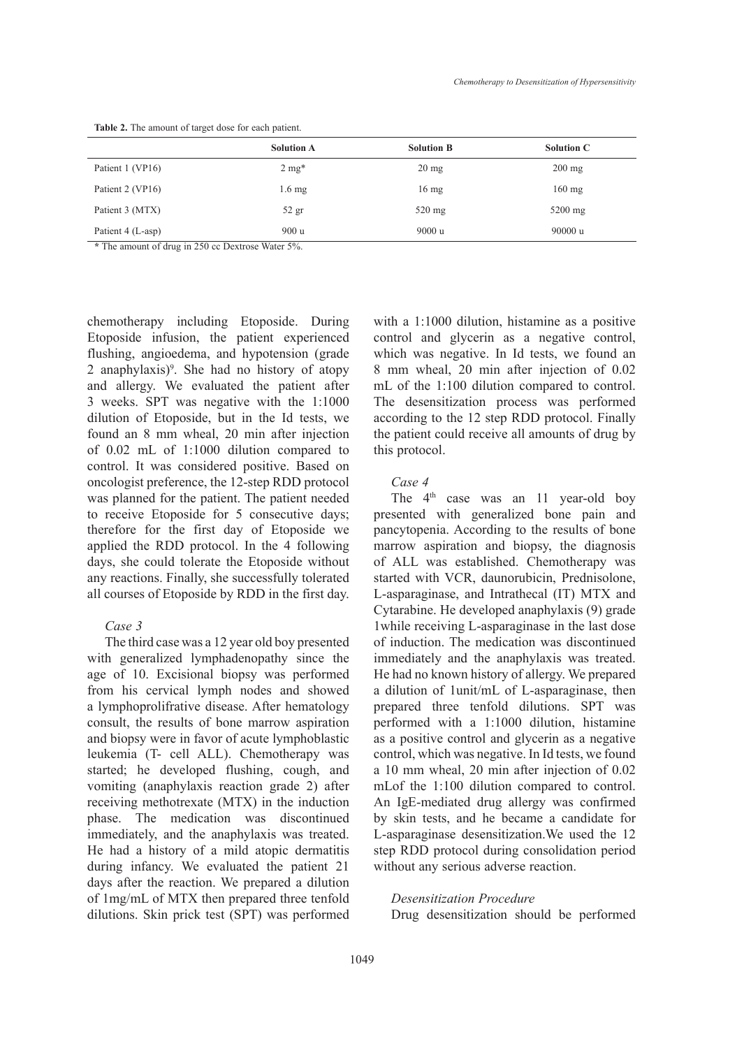**Table 2.** The amount of target dose for each patient.

| | Solution A | Solution B | Solution C |
|---|---|---|---|
| Patient 1 (VP16) | 2 mg* | 20 mg | 200 mg |
| Patient 2 (VP16) | 1.6 mg | 16 mg | 160 mg |
| Patient 3 (MTX) | 52 gr | 520 mg | 5200 mg |
| Patient 4 (L-asp) | 900 u | 9000 u | 90000 u |

* The amount of drug in 250 cc Dextrose Water 5%.

chemotherapy including Etoposide. During Etoposide infusion, the patient experienced flushing, angioedema, and hypotension (grade 2 anaphylaxis)[9]. She had no history of atopy and allergy. We evaluated the patient after 3 weeks. SPT was negative with the 1:1000 dilution of Etoposide, but in the Id tests, we found an 8 mm wheal, 20 min after injection of 0.02 mL of 1:1000 dilution compared to control. It was considered positive. Based on oncologist preference, the 12-step RDD protocol was planned for the patient. The patient needed to receive Etoposide for 5 consecutive days; therefore for the first day of Etoposide we applied the RDD protocol. In the 4 following days, she could tolerate the Etoposide without any reactions. Finally, she successfully tolerated all courses of Etoposide by RDD in the first day.

*Case 3*

The third case was a 12 year old boy presented with generalized lymphadenopathy since the age of 10. Excisional biopsy was performed from his cervical lymph nodes and showed a lymphoprolifrative disease. After hematology consult, the results of bone marrow aspiration and biopsy were in favor of acute lymphoblastic leukemia (T- cell ALL). Chemotherapy was started; he developed flushing, cough, and vomiting (anaphylaxis reaction grade 2) after receiving methotrexate (MTX) in the induction phase. The medication was discontinued immediately, and the anaphylaxis was treated. He had a history of a mild atopic dermatitis during infancy. We evaluated the patient 21 days after the reaction. We prepared a dilution of 1mg/mL of MTX then prepared three tenfold dilutions. Skin prick test (SPT) was performed with a 1:1000 dilution, histamine as a positive control and glycerin as a negative control, which was negative. In Id tests, we found an 8 mm wheal, 20 min after injection of 0.02 mL of the 1:100 dilution compared to control. The desensitization process was performed according to the 12 step RDD protocol. Finally the patient could receive all amounts of drug by this protocol.

*Case 4*

The 4[th] case was an 11 year-old boy presented with generalized bone pain and pancytopenia. According to the results of bone marrow aspiration and biopsy, the diagnosis of ALL was established. Chemotherapy was started with VCR, daunorubicin, Prednisolone, L-asparaginase, and Intrathecal (IT) MTX and Cytarabine. He developed anaphylaxis (9) grade 1while receiving L-asparaginase in the last dose of induction. The medication was discontinued immediately and the anaphylaxis was treated. He had no known history of allergy. We prepared a dilution of 1unit/mL of L-asparaginase, then prepared three tenfold dilutions. SPT was performed with a 1:1000 dilution, histamine as a positive control and glycerin as a negative control, which was negative. In Id tests, we found a 10 mm wheal, 20 min after injection of 0.02 mLof the 1:100 dilution compared to control. An IgE-mediated drug allergy was confirmed by skin tests, and he became a candidate for L-asparaginase desensitization.We used the 12 step RDD protocol during consolidation period without any serious adverse reaction.

*Desensitization Procedure*

Drug desensitization should be performed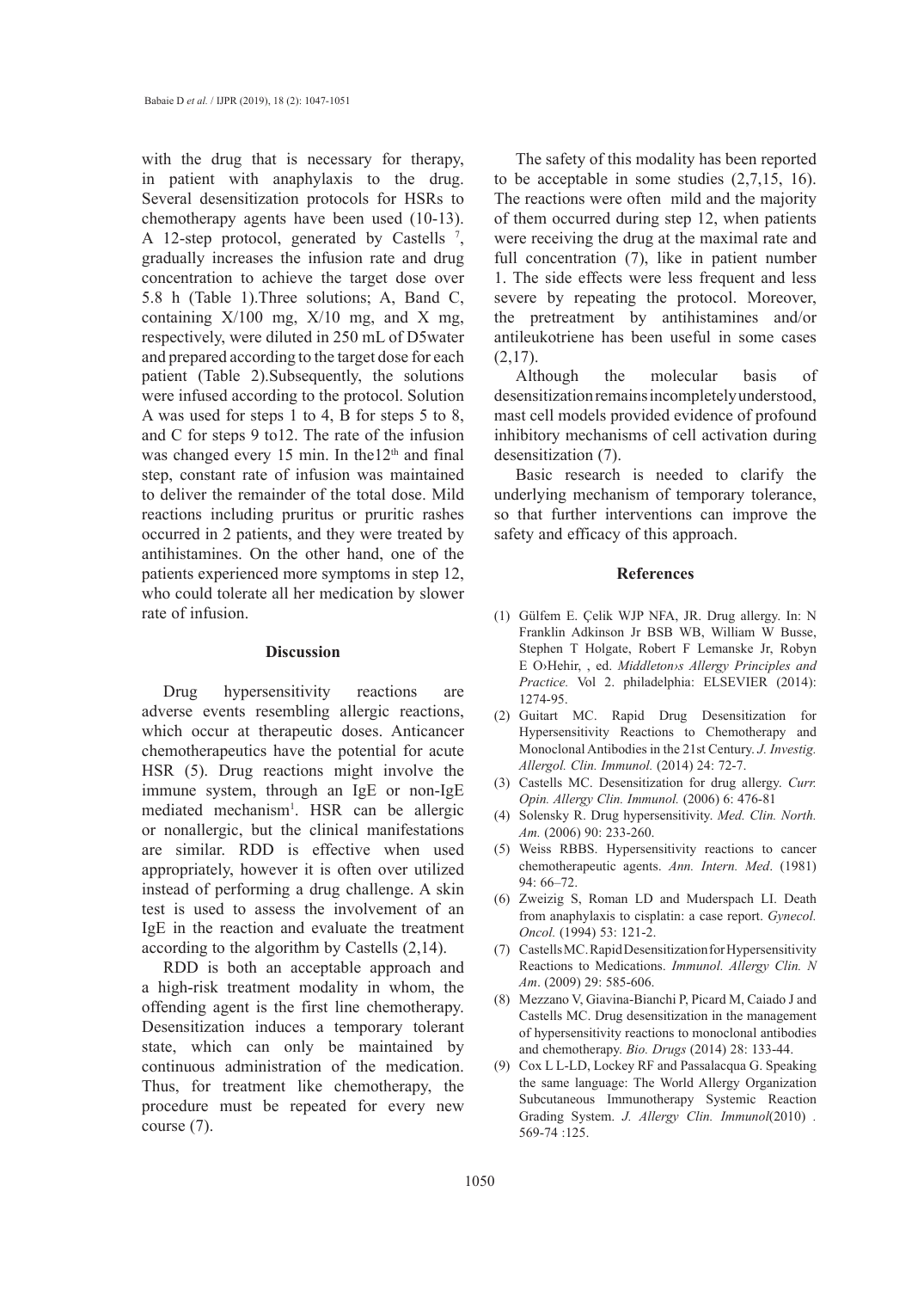with the drug that is necessary for therapy, in patient with anaphylaxis to the drug. Several desensitization protocols for HSRs to chemotherapy agents have been used (10-13). A 12-step protocol, generated by Castells [7], gradually increases the infusion rate and drug concentration to achieve the target dose over 5.8 h (Table 1).Three solutions; A, Band C, containing X/100 mg, X/10 mg, and X mg, respectively, were diluted in 250 mL of D5water and prepared according to the target dose for each patient (Table 2).Subsequently, the solutions were infused according to the protocol. Solution A was used for steps 1 to 4, B for steps 5 to 8, and C for steps 9 to12. The rate of the infusion was changed every 15 min. In the12[th] and final step, constant rate of infusion was maintained to deliver the remainder of the total dose. Mild reactions including pruritus or pruritic rashes occurred in 2 patients, and they were treated by antihistamines. On the other hand, one of the patients experienced more symptoms in step 12, who could tolerate all her medication by slower rate of infusion.

## Discussion

Drug hypersensitivity reactions are adverse events resembling allergic reactions, which occur at therapeutic doses. Anticancer chemotherapeutics have the potential for acute HSR (5). Drug reactions might involve the immune system, through an IgE or non-IgE mediated mechanism[1]. HSR can be allergic or nonallergic, but the clinical manifestations are similar. RDD is effective when used appropriately, however it is often over utilized instead of performing a drug challenge. A skin test is used to assess the involvement of an IgE in the reaction and evaluate the treatment according to the algorithm by Castells (2,14).

RDD is both an acceptable approach and a high-risk treatment modality in whom, the offending agent is the first line chemotherapy. Desensitization induces a temporary tolerant state, which can only be maintained by continuous administration of the medication. Thus, for treatment like chemotherapy, the procedure must be repeated for every new course (7).

The safety of this modality has been reported to be acceptable in some studies (2,7,15, 16). The reactions were often mild and the majority of them occurred during step 12, when patients were receiving the drug at the maximal rate and full concentration (7), like in patient number 1. The side effects were less frequent and less severe by repeating the protocol. Moreover, the pretreatment by antihistamines and/or antileukotriene has been useful in some cases (2,17).

Although the molecular basis of desensitization remains incompletely understood, mast cell models provided evidence of profound inhibitory mechanisms of cell activation during desensitization (7).

Basic research is needed to clarify the underlying mechanism of temporary tolerance, so that further interventions can improve the safety and efficacy of this approach.

## References

(1) Gülfem E. Çelik WJP NFA, JR. Drug allergy. In: N Franklin Adkinson Jr BSB WB, William W Busse, Stephen T Holgate, Robert F Lemanske Jr, Robyn E O›Hehir, , ed. *Middleton›s Allergy Principles and Practice.* Vol 2. philadelphia: ELSEVIER (2014): 1274-95.

(2) Guitart MC. Rapid Drug Desensitization for Hypersensitivity Reactions to Chemotherapy and Monoclonal Antibodies in the 21st Century. *J. Investig. Allergol. Clin. Immunol.* (2014) 24: 72-7.

(3) Castells MC. Desensitization for drug allergy. *Curr. Opin. Allergy Clin. Immunol.* (2006) 6: 476-81

(4) Solensky R. Drug hypersensitivity. *Med. Clin. North. Am.* (2006) 90: 233-260.

(5) Weiss RBBS. Hypersensitivity reactions to cancer chemotherapeutic agents. *Ann. Intern. Med*. (1981) 94: 66–72.

(6) Zweizig S, Roman LD and Muderspach LI. Death from anaphylaxis to cisplatin: a case report. *Gynecol. Oncol.* (1994) 53: 121-2.

(7) Castells MC. Rapid Desensitization for Hypersensitivity Reactions to Medications. *Immunol. Allergy Clin. N Am*. (2009) 29: 585-606.

(8) Mezzano V, Giavina-Bianchi P, Picard M, Caiado J and Castells MC. Drug desensitization in the management of hypersensitivity reactions to monoclonal antibodies and chemotherapy. *Bio. Drugs* (2014) 28: 133-44.

(9) Cox L L-LD, Lockey RF and Passalacqua G. Speaking the same language: The World Allergy Organization Subcutaneous Immunotherapy Systemic Reaction Grading System. *J. Allergy Clin. Immunol*(2010) . 569-74 :125.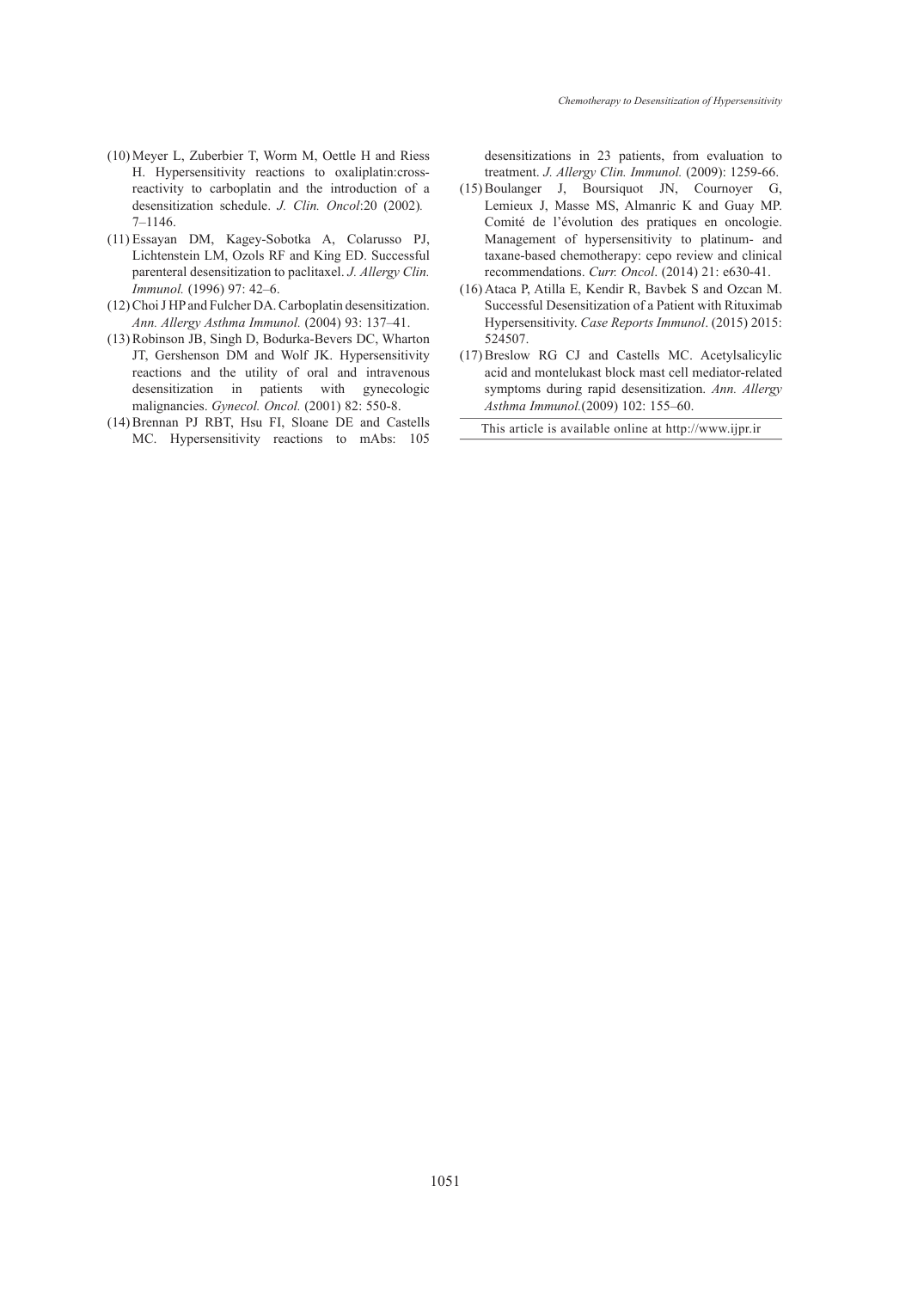(10) Meyer L, Zuberbier T, Worm M, Oettle H and Riess H. Hypersensitivity reactions to oxaliplatin:cross-reactivity to carboplatin and the introduction of a desensitization schedule. *J. Clin. Oncol*:20 (2002). 7–1146.

(11) Essayan DM, Kagey-Sobotka A, Colarusso PJ, Lichtenstein LM, Ozols RF and King ED. Successful parenteral desensitization to paclitaxel. *J. Allergy Clin. Immunol.* (1996) 97: 42–6.

(12) Choi J HP and Fulcher DA. Carboplatin desensitization. *Ann. Allergy Asthma Immunol.* (2004) 93: 137–41.

(13) Robinson JB, Singh D, Bodurka-Bevers DC, Wharton JT, Gershenson DM and Wolf JK. Hypersensitivity reactions and the utility of oral and intravenous desensitization in patients with gynecologic malignancies. *Gynecol. Oncol.* (2001) 82: 550-8.

(14) Brennan PJ RBT, Hsu FI, Sloane DE and Castells MC. Hypersensitivity reactions to mAbs: 105 desensitizations in 23 patients, from evaluation to treatment. *J. Allergy Clin. Immunol.* (2009): 1259-66.

(15) Boulanger J, Boursiquot JN, Cournoyer G, Lemieux J, Masse MS, Almanric K and Guay MP. Comité de l'évolution des pratiques en oncologie. Management of hypersensitivity to platinum- and taxane-based chemotherapy: cepo review and clinical recommendations. *Curr. Oncol*. (2014) 21: e630-41.

(16) Ataca P, Atilla E, Kendir R, Bavbek S and Ozcan M. Successful Desensitization of a Patient with Rituximab Hypersensitivity. *Case Reports Immunol*. (2015) 2015: 524507.

(17) Breslow RG CJ and Castells MC. Acetylsalicylic acid and montelukast block mast cell mediator-related symptoms during rapid desensitization. *Ann. Allergy Asthma Immunol.*(2009) 102: 155–60.

This article is available online at http://www.ijpr.ir